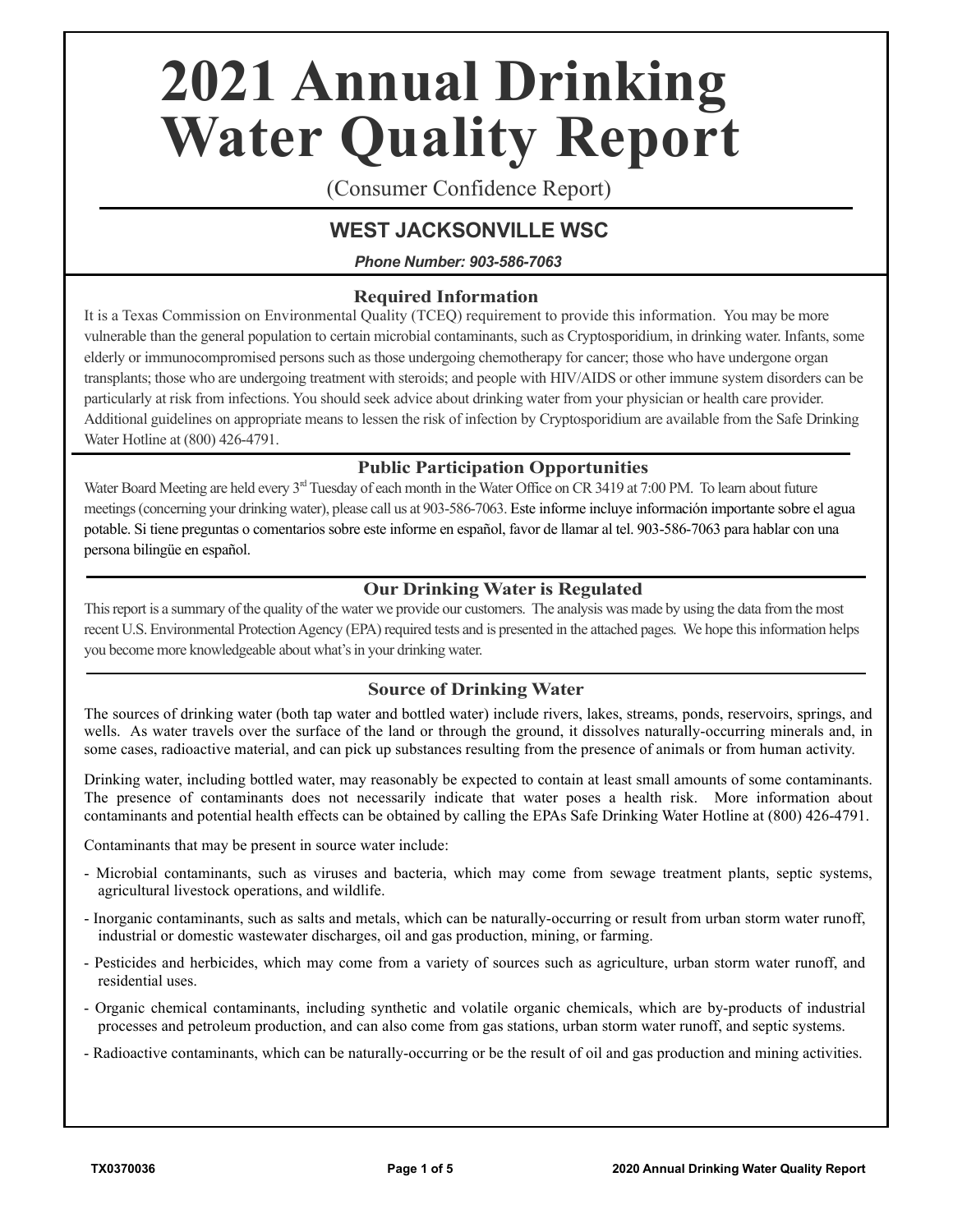# 2021 Annual Drinking Water Quality Report

(Consumer Confidence Report)

## WEST JACKSONVILLE WSC

***Phone Number: 903-586-7063***

### Required Information

It is a Texas Commission on Environmental Quality (TCEQ) requirement to provide this information. You may be more vulnerable than the general population to certain microbial contaminants, such as Cryptosporidium, in drinking water. Infants, some elderly or immunocompromised persons such as those undergoing chemotherapy for cancer; those who have undergone organ transplants; those who are undergoing treatment with steroids; and people with HIV/AIDS or other immune system disorders can be particularly at risk from infections. You should seek advice about drinking water from your physician or health care provider. Additional guidelines on appropriate means to lessen the risk of infection by Cryptosporidium are available from the Safe Drinking Water Hotline at (800) 426-4791.

### Public Participation Opportunities

Water Board Meeting are held every 3rd Tuesday of each month in the Water Office on CR 3419 at 7:00 PM. To learn about future meetings (concerning your drinking water), please call us at 903-586-7063. Este informe incluye información importante sobre el agua potable. Si tiene preguntas o comentarios sobre este informe en español, favor de llamar al tel. 903-586-7063 para hablar con una persona bilingüe en español.

### Our Drinking Water is Regulated

This report is a summary of the quality of the water we provide our customers. The analysis was made by using the data from the most recent U.S. Environmental Protection Agency (EPA) required tests and is presented in the attached pages. We hope this information helps you become more knowledgeable about what's in your drinking water.

### Source of Drinking Water

The sources of drinking water (both tap water and bottled water) include rivers, lakes, streams, ponds, reservoirs, springs, and wells. As water travels over the surface of the land or through the ground, it dissolves naturally-occurring minerals and, in some cases, radioactive material, and can pick up substances resulting from the presence of animals or from human activity.

Drinking water, including bottled water, may reasonably be expected to contain at least small amounts of some contaminants. The presence of contaminants does not necessarily indicate that water poses a health risk. More information about contaminants and potential health effects can be obtained by calling the EPAs Safe Drinking Water Hotline at (800) 426-4791.

Contaminants that may be present in source water include:

- Microbial contaminants, such as viruses and bacteria, which may come from sewage treatment plants, septic systems, agricultural livestock operations, and wildlife.
- Inorganic contaminants, such as salts and metals, which can be naturally-occurring or result from urban storm water runoff, industrial or domestic wastewater discharges, oil and gas production, mining, or farming.
- Pesticides and herbicides, which may come from a variety of sources such as agriculture, urban storm water runoff, and residential uses.
- Organic chemical contaminants, including synthetic and volatile organic chemicals, which are by-products of industrial processes and petroleum production, and can also come from gas stations, urban storm water runoff, and septic systems.
- Radioactive contaminants, which can be naturally-occurring or be the result of oil and gas production and mining activities.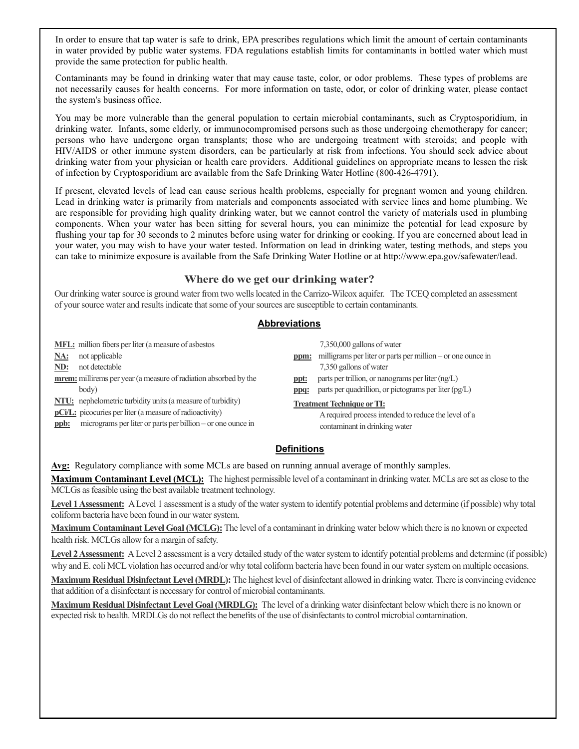In order to ensure that tap water is safe to drink, EPA prescribes regulations which limit the amount of certain contaminants in water provided by public water systems. FDA regulations establish limits for contaminants in bottled water which must provide the same protection for public health.

Contaminants may be found in drinking water that may cause taste, color, or odor problems. These types of problems are not necessarily causes for health concerns. For more information on taste, odor, or color of drinking water, please contact the system's business office.

You may be more vulnerable than the general population to certain microbial contaminants, such as Cryptosporidium, in drinking water. Infants, some elderly, or immunocompromised persons such as those undergoing chemotherapy for cancer; persons who have undergone organ transplants; those who are undergoing treatment with steroids; and people with HIV/AIDS or other immune system disorders, can be particularly at risk from infections. You should seek advice about drinking water from your physician or health care providers. Additional guidelines on appropriate means to lessen the risk of infection by Cryptosporidium are available from the Safe Drinking Water Hotline (800-426-4791).

If present, elevated levels of lead can cause serious health problems, especially for pregnant women and young children. Lead in drinking water is primarily from materials and components associated with service lines and home plumbing. We are responsible for providing high quality drinking water, but we cannot control the variety of materials used in plumbing components. When your water has been sitting for several hours, you can minimize the potential for lead exposure by flushing your tap for 30 seconds to 2 minutes before using water for drinking or cooking. If you are concerned about lead in your water, you may wish to have your water tested. Information on lead in drinking water, testing methods, and steps you can take to minimize exposure is available from the Safe Drinking Water Hotline or at http://www.epa.gov/safewater/lead.

## Where do we get our drinking water?

Our drinking water source is ground water from two wells located in the Carrizo-Wilcox aquifer. The TCEQ completed an assessment of your source water and results indicate that some of your sources are susceptible to certain contaminants.

## Abbreviations

**MFL:** million fibers per liter (a measure of asbestos

**NA:** not applicable

**ND:** not detectable

**mrem:** millirems per year (a measure of radiation absorbed by the body)

**NTU:** nephelometric turbidity units (a measure of turbidity)

**pCi/L:** picocuries per liter (a measure of radioactivity)

**ppb:** micrograms per liter or parts per billion – or one ounce in 7,350,000 gallons of water

**ppm:** milligrams per liter or parts per million – or one ounce in 7,350 gallons of water

**ppt:** parts per trillion, or nanograms per liter (ng/L)

**ppq:** parts per quadrillion, or pictograms per liter (pg/L)

**Treatment Technique or TI:** A required process intended to reduce the level of a contaminant in drinking water

## Definitions

**Avg:** Regulatory compliance with some MCLs are based on running annual average of monthly samples.

**Maximum Contaminant Level (MCL):** The highest permissible level of a contaminant in drinking water. MCLs are set as close to the MCLGs as feasible using the best available treatment technology.

**Level 1 Assessment:** A Level 1 assessment is a study of the water system to identify potential problems and determine (if possible) why total coliform bacteria have been found in our water system.

**Maximum Contaminant Level Goal (MCLG):** The level of a contaminant in drinking water below which there is no known or expected health risk. MCLGs allow for a margin of safety.

**Level 2 Assessment:** A Level 2 assessment is a very detailed study of the water system to identify potential problems and determine (if possible) why and E. coli MCL violation has occurred and/or why total coliform bacteria have been found in our water system on multiple occasions.

**Maximum Residual Disinfectant Level (MRDL):** The highest level of disinfectant allowed in drinking water. There is convincing evidence that addition of a disinfectant is necessary for control of microbial contaminants.

**Maximum Residual Disinfectant Level Goal (MRDLG):** The level of a drinking water disinfectant below which there is no known or expected risk to health. MRDLGs do not reflect the benefits of the use of disinfectants to control microbial contamination.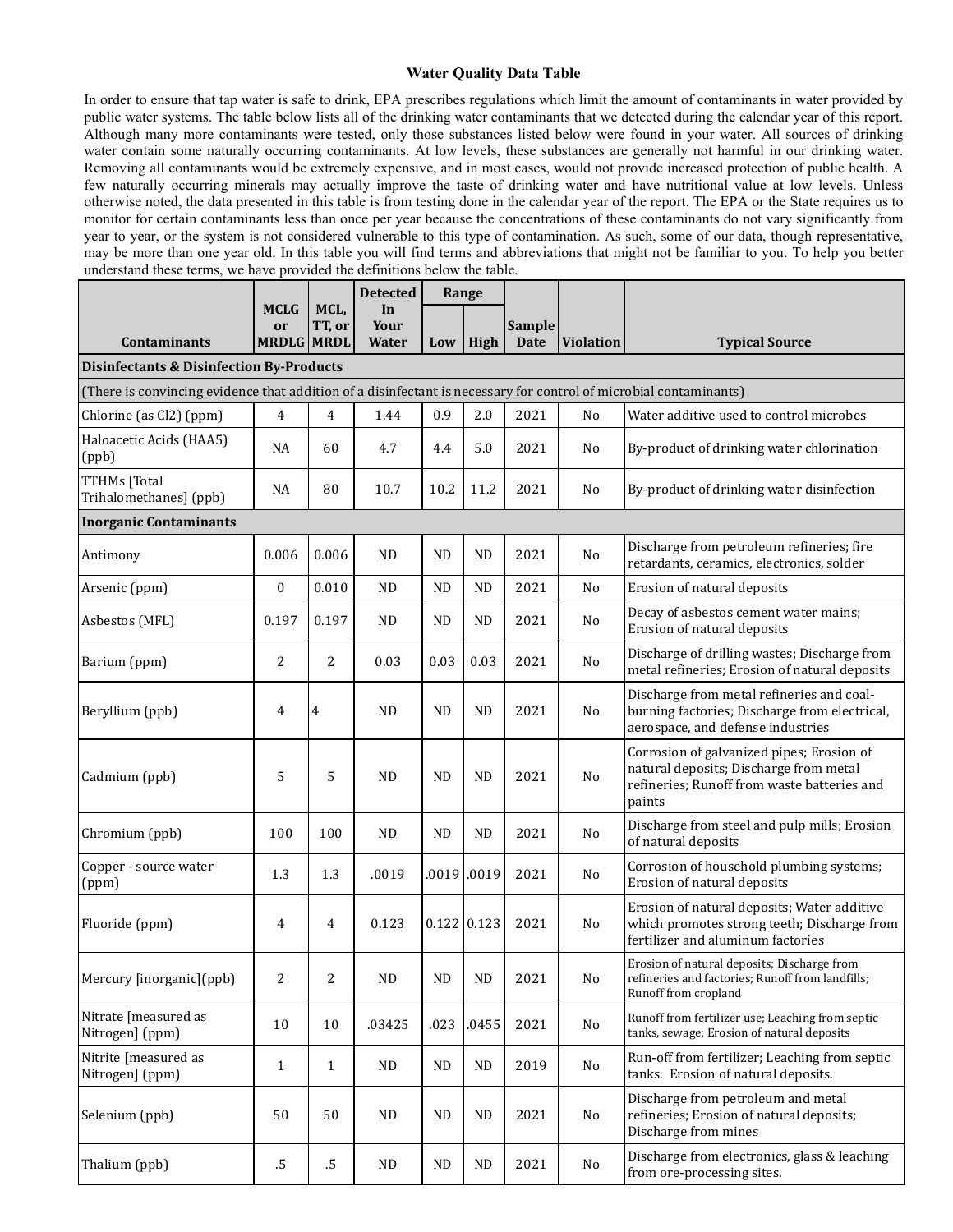## Water Quality Data Table

In order to ensure that tap water is safe to drink, EPA prescribes regulations which limit the amount of contaminants in water provided by public water systems. The table below lists all of the drinking water contaminants that we detected during the calendar year of this report. Although many more contaminants were tested, only those substances listed below were found in your water. All sources of drinking water contain some naturally occurring contaminants. At low levels, these substances are generally not harmful in our drinking water. Removing all contaminants would be extremely expensive, and in most cases, would not provide increased protection of public health. A few naturally occurring minerals may actually improve the taste of drinking water and have nutritional value at low levels. Unless otherwise noted, the data presented in this table is from testing done in the calendar year of the report. The EPA or the State requires us to monitor for certain contaminants less than once per year because the concentrations of these contaminants do not vary significantly from year to year, or the system is not considered vulnerable to this type of contamination. As such, some of our data, though representative, may be more than one year old. In this table you will find terms and abbreviations that might not be familiar to you. To help you better understand these terms, we have provided the definitions below the table.

| Contaminants | MCLG or MRDLG | MCL, TT, or MRDL | Detected In Your Water | Range | | Sample Date | Violation | Typical Source |
|---|---|---|---|---|---|---|---|---|
| | | | | Low | High | | | |
| **Disinfectants & Disinfection By-Products** | | | | | | | | |
| (There is convincing evidence that addition of a disinfectant is necessary for control of microbial contaminants) | | | | | | | | |
| Chlorine (as Cl2) (ppm) | 4 | 4 | 1.44 | 0.9 | 2.0 | 2021 | No | Water additive used to control microbes |
| Haloacetic Acids (HAA5) (ppb) | NA | 60 | 4.7 | 4.4 | 5.0 | 2021 | No | By-product of drinking water chlorination |
| TTHMs [Total Trihalomethanes] (ppb) | NA | 80 | 10.7 | 10.2 | 11.2 | 2021 | No | By-product of drinking water disinfection |
| **Inorganic Contaminants** | | | | | | | | |
| Antimony | 0.006 | 0.006 | ND | ND | ND | 2021 | No | Discharge from petroleum refineries; fire retardants, ceramics, electronics, solder |
| Arsenic (ppm) | 0 | 0.010 | ND | ND | ND | 2021 | No | Erosion of natural deposits |
| Asbestos (MFL) | 0.197 | 0.197 | ND | ND | ND | 2021 | No | Decay of asbestos cement water mains; Erosion of natural deposits |
| Barium (ppm) | 2 | 2 | 0.03 | 0.03 | 0.03 | 2021 | No | Discharge of drilling wastes; Discharge from metal refineries; Erosion of natural deposits |
| Beryllium (ppb) | 4 | 4 | ND | ND | ND | 2021 | No | Discharge from metal refineries and coal-burning factories; Discharge from electrical, aerospace, and defense industries |
| Cadmium (ppb) | 5 | 5 | ND | ND | ND | 2021 | No | Corrosion of galvanized pipes; Erosion of natural deposits; Discharge from metal refineries; Runoff from waste batteries and paints |
| Chromium (ppb) | 100 | 100 | ND | ND | ND | 2021 | No | Discharge from steel and pulp mills; Erosion of natural deposits |
| Copper - source water (ppm) | 1.3 | 1.3 | .0019 | .0019 | .0019 | 2021 | No | Corrosion of household plumbing systems; Erosion of natural deposits |
| Fluoride (ppm) | 4 | 4 | 0.123 | 0.122 | 0.123 | 2021 | No | Erosion of natural deposits; Water additive which promotes strong teeth; Discharge from fertilizer and aluminum factories |
| Mercury [inorganic](ppb) | 2 | 2 | ND | ND | ND | 2021 | No | Erosion of natural deposits; Discharge from refineries and factories; Runoff from landfills; Runoff from cropland |
| Nitrate [measured as Nitrogen] (ppm) | 10 | 10 | .03425 | .023 | .0455 | 2021 | No | Runoff from fertilizer use; Leaching from septic tanks, sewage; Erosion of natural deposits |
| Nitrite [measured as Nitrogen] (ppm) | 1 | 1 | ND | ND | ND | 2019 | No | Run-off from fertilizer; Leaching from septic tanks. Erosion of natural deposits. |
| Selenium (ppb) | 50 | 50 | ND | ND | ND | 2021 | No | Discharge from petroleum and metal refineries; Erosion of natural deposits; Discharge from mines |
| Thalium (ppb) | .5 | .5 | ND | ND | ND | 2021 | No | Discharge from electronics, glass & leaching from ore-processing sites. |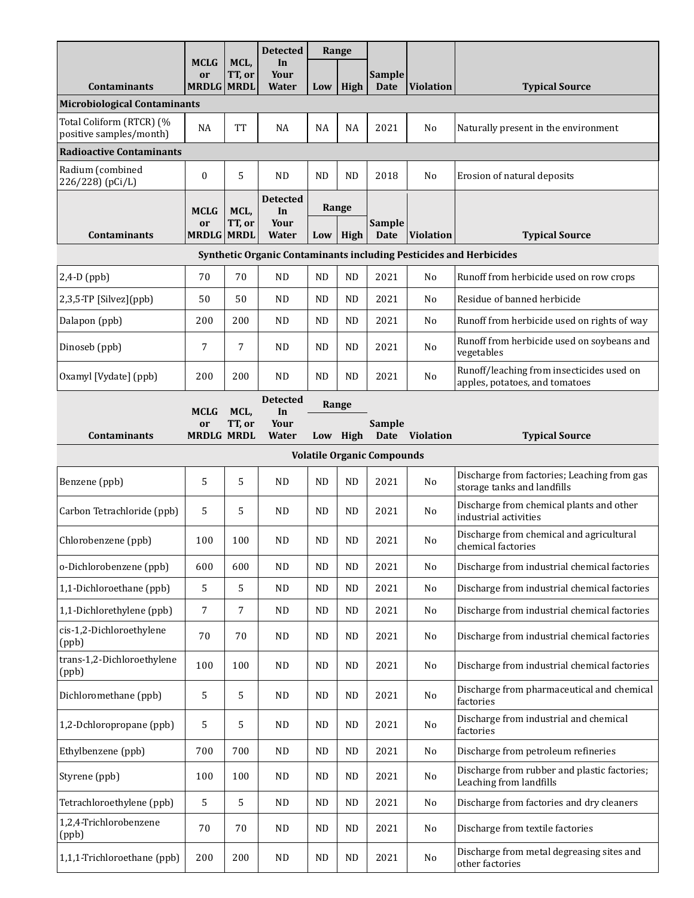| Contaminants | MCLG or MRDLG | MCL, TT, or MRDL | Detected In Your Water | Range | | Sample Date | Violation | Typical Source |
|---|---|---|---|---|---|---|---|---|
| | | | | Low | High | | | |
| **Microbiological Contaminants** | | | | | | | | |
| Total Coliform (RTCR) (% positive samples/month) | NA | TT | NA | NA | NA | 2021 | No | Naturally present in the environment |
| **Radioactive Contaminants** | | | | | | | | |
| Radium (combined 226/228) (pCi/L) | 0 | 5 | ND | ND | ND | 2018 | No | Erosion of natural deposits |

| Contaminants | MCLG or MRDLG | MCL, TT, or MRDL | Detected In Your Water | Range | | Sample Date | Violation | Typical Source |
|---|---|---|---|---|---|---|---|---|
| | | | | Low | High | | | |
| **Synthetic Organic Contaminants including Pesticides and Herbicides** | | | | | | | | |
| 2,4-D (ppb) | 70 | 70 | ND | ND | ND | 2021 | No | Runoff from herbicide used on row crops |
| 2,3,5-TP [Silvez](ppb) | 50 | 50 | ND | ND | ND | 2021 | No | Residue of banned herbicide |
| Dalapon (ppb) | 200 | 200 | ND | ND | ND | 2021 | No | Runoff from herbicide used on rights of way |
| Dinoseb (ppb) | 7 | 7 | ND | ND | ND | 2021 | No | Runoff from herbicide used on soybeans and vegetables |
| Oxamyl [Vydate] (ppb) | 200 | 200 | ND | ND | ND | 2021 | No | Runoff/leaching from insecticides used on apples, potatoes, and tomatoes |

| Contaminants | MCLG or MRDLG | MCL, TT, or MRDL | Detected In Your Water | Range | | Sample Date | Violation | Typical Source |
|---|---|---|---|---|---|---|---|---|
| | | | | Low | High | | | |
| **Volatile Organic Compounds** | | | | | | | | |
| Benzene (ppb) | 5 | 5 | ND | ND | ND | 2021 | No | Discharge from factories; Leaching from gas storage tanks and landfills |
| Carbon Tetrachloride (ppb) | 5 | 5 | ND | ND | ND | 2021 | No | Discharge from chemical plants and other industrial activities |
| Chlorobenzene (ppb) | 100 | 100 | ND | ND | ND | 2021 | No | Discharge from chemical and agricultural chemical factories |
| o-Dichlorobenzene (ppb) | 600 | 600 | ND | ND | ND | 2021 | No | Discharge from industrial chemical factories |
| 1,1-Dichloroethane (ppb) | 5 | 5 | ND | ND | ND | 2021 | No | Discharge from industrial chemical factories |
| 1,1-Dichlorethylene (ppb) | 7 | 7 | ND | ND | ND | 2021 | No | Discharge from industrial chemical factories |
| cis-1,2-Dichloroethylene (ppb) | 70 | 70 | ND | ND | ND | 2021 | No | Discharge from industrial chemical factories |
| trans-1,2-Dichloroethylene (ppb) | 100 | 100 | ND | ND | ND | 2021 | No | Discharge from industrial chemical factories |
| Dichloromethane (ppb) | 5 | 5 | ND | ND | ND | 2021 | No | Discharge from pharmaceutical and chemical factories |
| 1,2-Dchloropropane (ppb) | 5 | 5 | ND | ND | ND | 2021 | No | Discharge from industrial and chemical factories |
| Ethylbenzene (ppb) | 700 | 700 | ND | ND | ND | 2021 | No | Discharge from petroleum refineries |
| Styrene (ppb) | 100 | 100 | ND | ND | ND | 2021 | No | Discharge from rubber and plastic factories; Leaching from landfills |
| Tetrachloroethylene (ppb) | 5 | 5 | ND | ND | ND | 2021 | No | Discharge from factories and dry cleaners |
| 1,2,4-Trichlorobenzene (ppb) | 70 | 70 | ND | ND | ND | 2021 | No | Discharge from textile factories |
| 1,1,1-Trichloroethane (ppb) | 200 | 200 | ND | ND | ND | 2021 | No | Discharge from metal degreasing sites and other factories |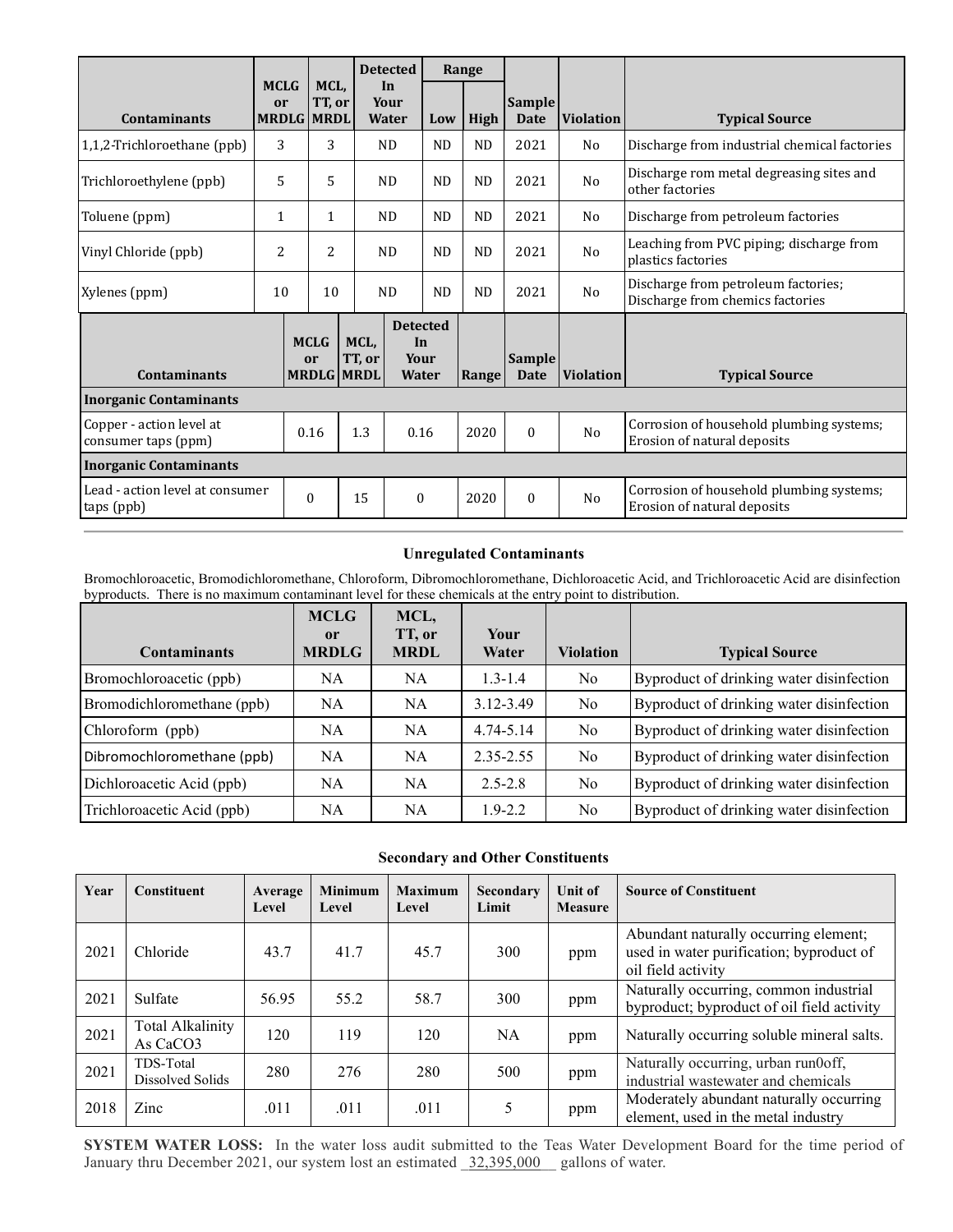| Contaminants | MCLG or MRDLG | MCL, TT, or MRDL | Detected In Your Water | Range | | Sample Date | Violation | Typical Source |
|---|---|---|---|---|---|---|---|---|
| | | | | Low | High | | | |
| 1,1,2-Trichloroethane (ppb) | 3 | 3 | ND | ND | ND | 2021 | No | Discharge from industrial chemical factories |
| Trichloroethylene (ppb) | 5 | 5 | ND | ND | ND | 2021 | No | Discharge rom metal degreasing sites and other factories |
| Toluene (ppm) | 1 | 1 | ND | ND | ND | 2021 | No | Discharge from petroleum factories |
| Vinyl Chloride (ppb) | 2 | 2 | ND | ND | ND | 2021 | No | Leaching from PVC piping; discharge from plastics factories |
| Xylenes (ppm) | 10 | 10 | ND | ND | ND | 2021 | No | Discharge from petroleum factories; Discharge from chemics factories |

| Contaminants | MCLG or MRDLG | MCL, TT, or MRDL | Detected In Your Water | Range | Sample Date | Violation | Typical Source |
|---|---|---|---|---|---|---|---|
| **Inorganic Contaminants** | | | | | | | |
| Copper - action level at consumer taps (ppm) | 0.16 | 1.3 | 0.16 | 2020 | 0 | No | Corrosion of household plumbing systems; Erosion of natural deposits |
| **Inorganic Contaminants** | | | | | | | |
| Lead - action level at consumer taps (ppb) | 0 | 15 | 0 | 2020 | 0 | No | Corrosion of household plumbing systems; Erosion of natural deposits |

## Unregulated Contaminants

Bromochloroacetic, Bromodichloromethane, Chloroform, Dibromochloromethane, Dichloroacetic Acid, and Trichloroacetic Acid are disinfection byproducts. There is no maximum contaminant level for these chemicals at the entry point to distribution.

| Contaminants | MCLG or MRDLG | MCL, TT, or MRDL | Your Water | Violation | Typical Source |
|---|---|---|---|---|---|
| Bromochloroacetic (ppb) | NA | NA | 1.3-1.4 | No | Byproduct of drinking water disinfection |
| Bromodichloromethane (ppb) | NA | NA | 3.12-3.49 | No | Byproduct of drinking water disinfection |
| Chloroform (ppb) | NA | NA | 4.74-5.14 | No | Byproduct of drinking water disinfection |
| Dibromochloromethane (ppb) | NA | NA | 2.35-2.55 | No | Byproduct of drinking water disinfection |
| Dichloroacetic Acid (ppb) | NA | NA | 2.5-2.8 | No | Byproduct of drinking water disinfection |
| Trichloroacetic Acid (ppb) | NA | NA | 1.9-2.2 | No | Byproduct of drinking water disinfection |

## Secondary and Other Constituents

| Year | Constituent | Average Level | Minimum Level | Maximum Level | Secondary Limit | Unit of Measure | Source of Constituent |
|---|---|---|---|---|---|---|---|
| 2021 | Chloride | 43.7 | 41.7 | 45.7 | 300 | ppm | Abundant naturally occurring element; used in water purification; byproduct of oil field activity |
| 2021 | Sulfate | 56.95 | 55.2 | 58.7 | 300 | ppm | Naturally occurring, common industrial byproduct; byproduct of oil field activity |
| 2021 | Total Alkalinity As $CaCO_3$ | 120 | 119 | 120 | NA | ppm | Naturally occurring soluble mineral salts. |
| 2021 | TDS-Total Dissolved Solids | 280 | 276 | 280 | 500 | ppm | Naturally occurring, urban run0off, industrial wastewater and chemicals |
| 2018 | Zinc | .011 | .011 | .011 | 5 | ppm | Moderately abundant naturally occurring element, used in the metal industry |

**SYSTEM WATER LOSS:** In the water loss audit submitted to the Teas Water Development Board for the time period of January thru December 2021, our system lost an estimated 32,395,000 gallons of water.